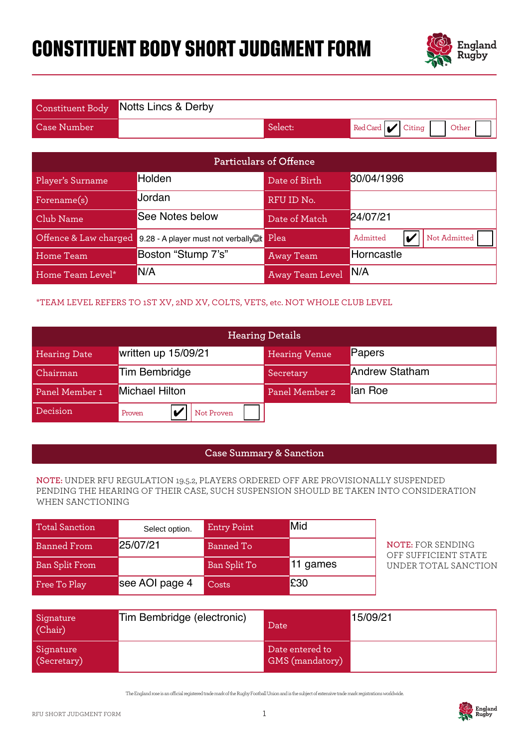# CONSTITUENT BODY SHORT JUDGMENT FORM

| Constituent Body | Notts Lincs & Derby | | |
|---|---|---|---|
| Case Number | | Select: | Red Card ✔ Citing ☐ Other ☐ |

| Particulars of Offence | | | |
|---|---|---|---|
| Player's Surname | Holden | Date of Birth | 30/04/1996 |
| Forename(s) | Jordan | RFU ID No. | |
| Club Name | See Notes below | Date of Match | 24/07/21 |
| Offence & Law charged | 9.28 - A player must not verbally abuse | Plea | Admitted ✔ Not Admitted ☐ |
| Home Team | Boston "Stump 7's" | Away Team | Horncastle |
| Home Team Level* | N/A | Away Team Level | N/A |

*TEAM LEVEL REFERS TO 1ST XV, 2ND XV, COLTS, VETS, etc. NOT WHOLE CLUB LEVEL

| Hearing Details | | | |
|---|---|---|---|
| Hearing Date | written up 15/09/21 | Hearing Venue | Papers |
| Chairman | Tim Bembridge | Secretary | Andrew Statham |
| Panel Member 1 | Michael Hilton | Panel Member 2 | Ian Roe |
| Decision | Proven ✔ Not Proven ☐ | | |

## Case Summary & Sanction

**NOTE:** UNDER RFU REGULATION 19.5.2, PLAYERS ORDERED OFF ARE PROVISIONALLY SUSPENDED PENDING THE HEARING OF THEIR CASE, SUCH SUSPENSION SHOULD BE TAKEN INTO CONSIDERATION WHEN SANCTIONING

| Total Sanction | Select option. | Entry Point | Mid |
|---|---|---|---|
| Banned From | 25/07/21 | Banned To | |
| Ban Split From | | Ban Split To | 11 games |
| Free To Play | see AOI page 4 | Costs | £30 |

**NOTE:** FOR SENDING OFF SUFFICIENT STATE UNDER TOTAL SANCTION

| Signature (Chair) | Tim Bembridge (electronic) | Date | 15/09/21 |
|---|---|---|---|
| Signature (Secretary) | | Date entered to GMS (mandatory) | |

The England rose is an official registered trade mark of the Rugby Football Union and is the subject of extensive trade mark registrations worldwide.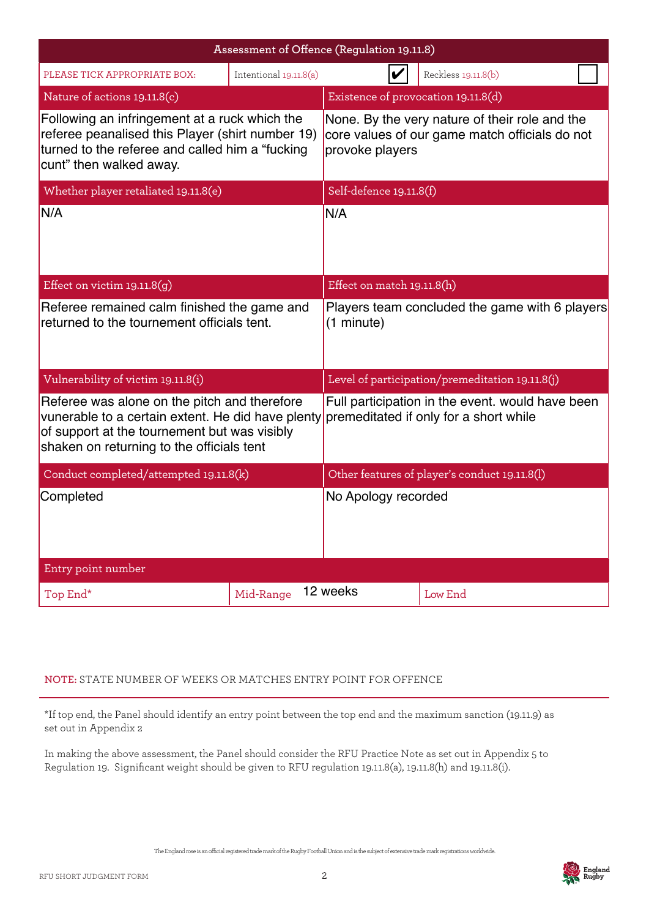## Assessment of Offence (Regulation 19.11.8)

| PLEASE TICK APPROPRIATE BOX: | Intentional 19.11.8(a) | ✔ | Reckless 19.11.8(b) | |
|---|---|---|---|---|

| Nature of actions 19.11.8(c) | Existence of provocation 19.11.8(d) |
|---|---|
| Following an infringement at a ruck which the referee peanalised this Player (shirt number 19) turned to the referee and called him a "fucking cunt" then walked away. | None. By the very nature of their role and the core values of our game match officials do not provoke players |
| **Whether player retaliated 19.11.8(e)** | **Self-defence 19.11.8(f)** |
| N/A | N/A |
| **Effect on victim 19.11.8(g)** | **Effect on match 19.11.8(h)** |
| Referee remained calm finished the game and returned to the tournement officials tent. | Players team concluded the game with 6 players (1 minute) |
| **Vulnerability of victim 19.11.8(i)** | **Level of participation/premeditation 19.11.8(j)** |
| Referee was alone on the pitch and therefore vunerable to a certain extent. He did have plenty of support at the tournement but was visibly shaken on returning to the officials tent | Full participation in the event. would have been premeditated if only for a short while |
| **Conduct completed/attempted 19.11.8(k)** | **Other features of player's conduct 19.11.8(l)** |
| Completed | No Apology recorded |

| Entry point number | | | |
|---|---|---|---|
| Top End* | Mid-Range | 12 weeks | Low End |

**NOTE:** STATE NUMBER OF WEEKS OR MATCHES ENTRY POINT FOR OFFENCE

*If top end, the Panel should identify an entry point between the top end and the maximum sanction (19.11.9) as set out in Appendix 2

In making the above assessment, the Panel should consider the RFU Practice Note as set out in Appendix 5 to Regulation 19. Significant weight should be given to RFU regulation 19.11.8(a), 19.11.8(h) and 19.11.8(i).

The England rose is an official registered trade mark of the Rugby Football Union and is the subject of extensive trade mark registrations worldwide.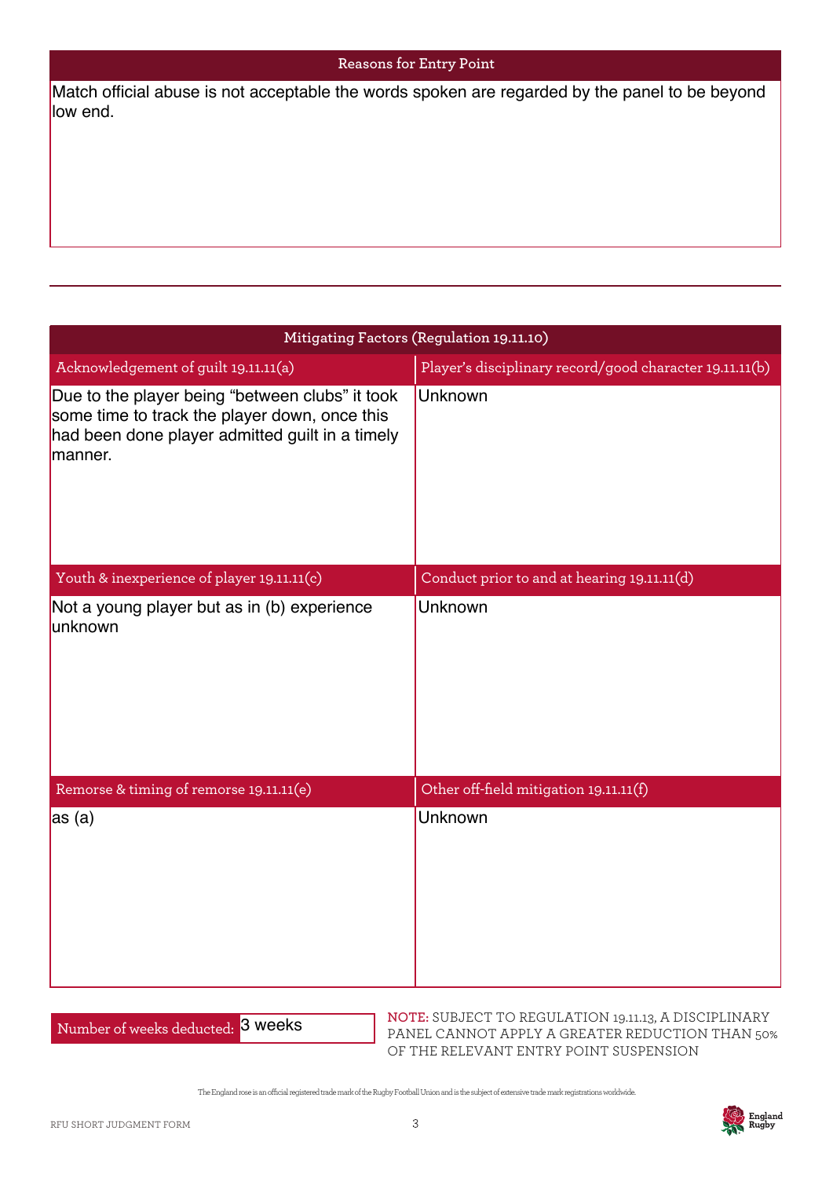## Reasons for Entry Point

Match official abuse is not acceptable the words spoken are regarded by the panel to be beyond low end.

---

## Mitigating Factors (Regulation 19.11.10)

| Acknowledgement of guilt 19.11.11(a) | Player's disciplinary record/good character 19.11.11(b) |
| --- | --- |
| Due to the player being "between clubs" it took some time to track the player down, once this had been done player admitted guilt in a timely manner. | Unknown |
| **Youth & inexperience of player 19.11.11(c)** | **Conduct prior to and at hearing 19.11.11(d)** |
| Not a young player but as in (b) experience unknown | Unknown |
| **Remorse & timing of remorse 19.11.11(e)** | **Other off-field mitigation 19.11.11(f)** |
| as (a) | Unknown |

Number of weeks deducted: 3 weeks

**NOTE:** SUBJECT TO REGULATION 19.11.13, A DISCIPLINARY PANEL CANNOT APPLY A GREATER REDUCTION THAN 50% OF THE RELEVANT ENTRY POINT SUSPENSION

The England rose is an official registered trade mark of the Rugby Football Union and is the subject of extensive trade mark registrations worldwide.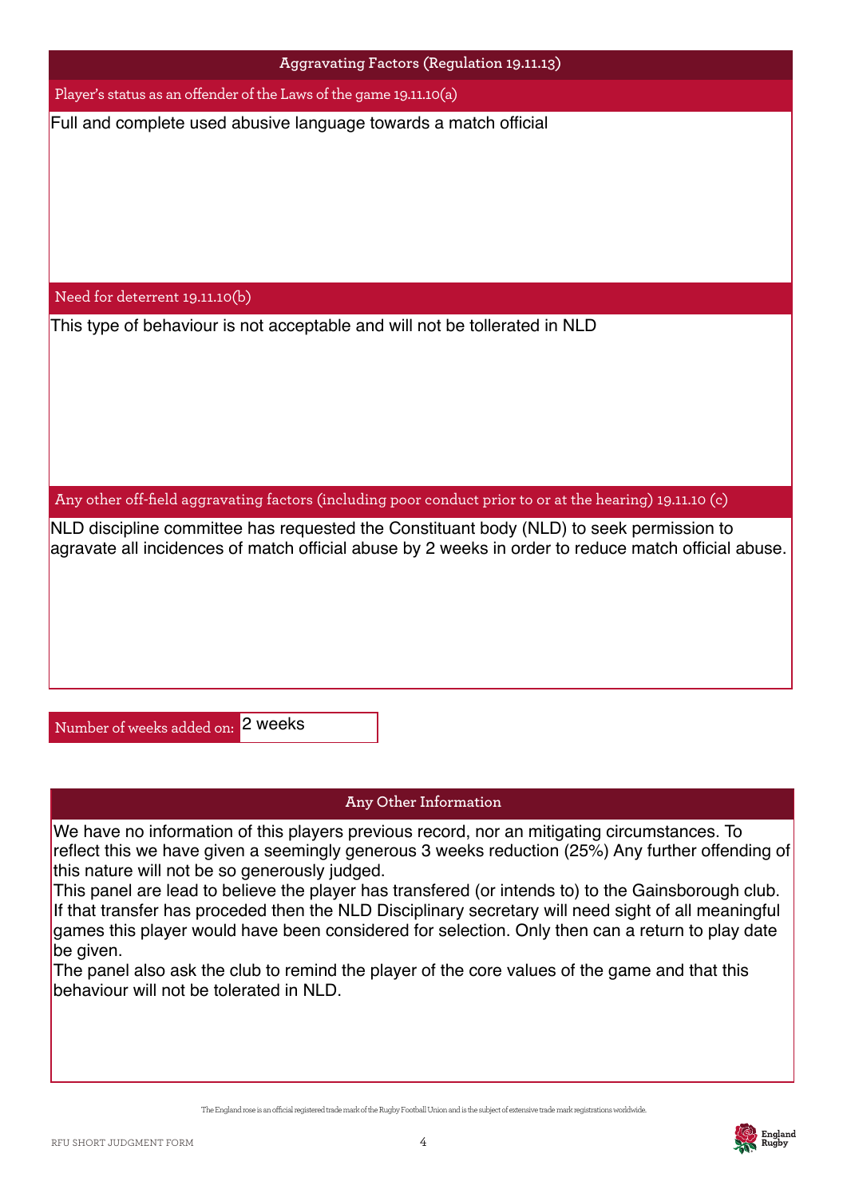## Aggravating Factors (Regulation 19.11.13)

### Player's status as an offender of the Laws of the game 19.11.10(a)

Full and complete used abusive language towards a match official

### Need for deterrent 19.11.10(b)

This type of behaviour is not acceptable and will not be tollerated in NLD

### Any other off-field aggravating factors (including poor conduct prior to or at the hearing) 19.11.10 (c)

NLD discipline committee has requested the Constituant body (NLD) to seek permission to agravate all incidences of match official abuse by 2 weeks in order to reduce match official abuse.

**Number of weeks added on:** 2 weeks

## Any Other Information

We have no information of this players previous record, nor an mitigating circumstances. To reflect this we have given a seemingly generous 3 weeks reduction (25%) Any further offending of this nature will not be so generously judged.

This panel are lead to believe the player has transfered (or intends to) to the Gainsborough club. If that transfer has proceded then the NLD Disciplinary secretary will need sight of all meaningful games this player would have been considered for selection. Only then can a return to play date be given.

The panel also ask the club to remind the player of the core values of the game and that this behaviour will not be tolerated in NLD.

The England rose is an official registered trade mark of the Rugby Football Union and is the subject of extensive trade mark registrations worldwide.